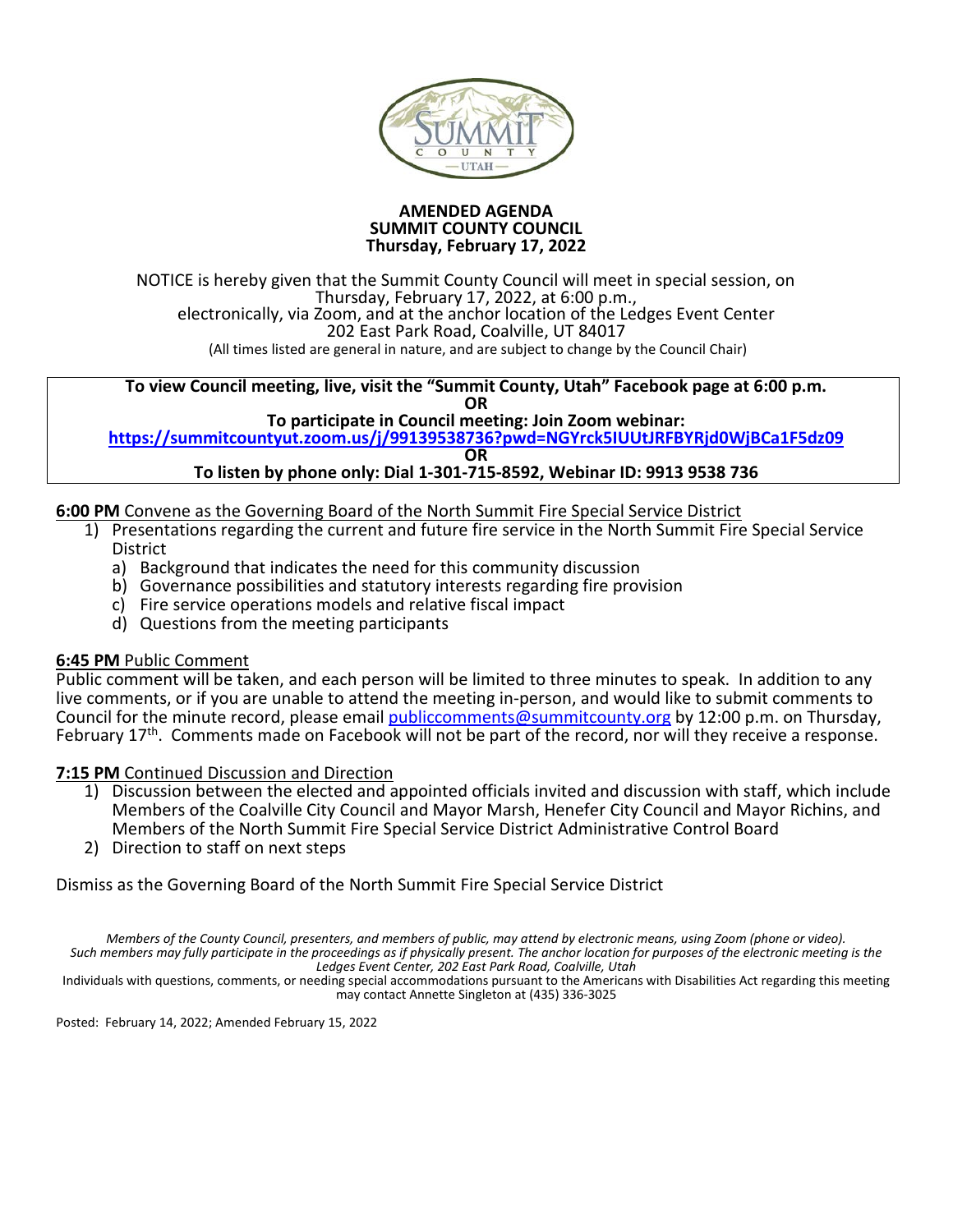# AMENDED AGENDA
## SUMMIT COUNTY COUNCIL
### Thursday, February 17, 2022

NOTICE is hereby given that the Summit County Council will meet in special session, on Thursday, February 17, 2022, at 6:00 p.m., electronically, via Zoom, and at the anchor location of the Ledges Event Center 202 East Park Road, Coalville, UT 84017
(All times listed are general in nature, and are subject to change by the Council Chair)

**To view Council meeting, live, visit the "Summit County, Utah" Facebook page at 6:00 p.m.**
**OR**
**To participate in Council meeting: Join Zoom webinar:**
**https://summitcountyut.zoom.us/j/99139538736?pwd=NGYrck5IUUtJRFBYRjd0WjBCa1F5dz09**
**OR**
**To listen by phone only: Dial 1-301-715-8592, Webinar ID: 9913 9538 736**

**6:00 PM** Convene as the Governing Board of the North Summit Fire Special Service District

1) Presentations regarding the current and future fire service in the North Summit Fire Special Service District
   a) Background that indicates the need for this community discussion
   b) Governance possibilities and statutory interests regarding fire provision
   c) Fire service operations models and relative fiscal impact
   d) Questions from the meeting participants

**6:45 PM** Public Comment

Public comment will be taken, and each person will be limited to three minutes to speak. In addition to any live comments, or if you are unable to attend the meeting in-person, and would like to submit comments to Council for the minute record, please email publiccomments@summitcounty.org by 12:00 p.m. on Thursday, February 17th. Comments made on Facebook will not be part of the record, nor will they receive a response.

**7:15 PM** Continued Discussion and Direction

1) Discussion between the elected and appointed officials invited and discussion with staff, which include Members of the Coalville City Council and Mayor Marsh, Henefer City Council and Mayor Richins, and Members of the North Summit Fire Special Service District Administrative Control Board
2) Direction to staff on next steps

Dismiss as the Governing Board of the North Summit Fire Special Service District

*Members of the County Council, presenters, and members of public, may attend by electronic means, using Zoom (phone or video). Such members may fully participate in the proceedings as if physically present. The anchor location for purposes of the electronic meeting is the Ledges Event Center, 202 East Park Road, Coalville, Utah*

Individuals with questions, comments, or needing special accommodations pursuant to the Americans with Disabilities Act regarding this meeting may contact Annette Singleton at (435) 336-3025

Posted: February 14, 2022; Amended February 15, 2022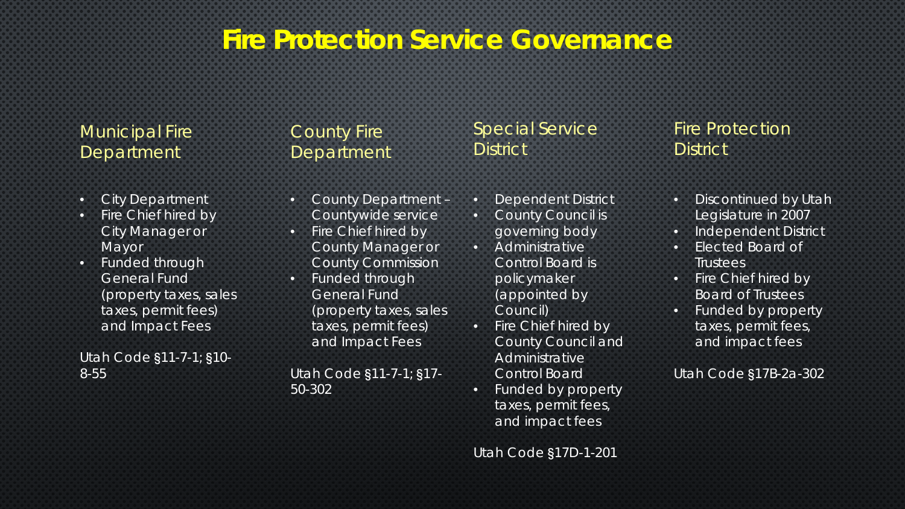# Fire Protection Service Governance

## Municipal Fire Department

- City Department
- Fire Chief hired by City Manager or Mayor
- Funded through General Fund (property taxes, sales taxes, permit fees) and Impact Fees

Utah Code §11-7-1; §10-8-55

## County Fire Department

- County Department – Countywide service
- Fire Chief hired by County Manager or County Commission
- Funded through General Fund (property taxes, sales taxes, permit fees) and Impact Fees

Utah Code §11-7-1; §17-50-302

## Special Service District

- Dependent District
- County Council is governing body
- Administrative Control Board is policymaker (appointed by Council)
- Fire Chief hired by County Council and Administrative Control Board
- Funded by property taxes, permit fees, and impact fees

Utah Code §17D-1-201

## Fire Protection District

- Discontinued by Utah Legislature in 2007
- Independent District
- Elected Board of Trustees
- Fire Chief hired by Board of Trustees
- Funded by property taxes, permit fees, and impact fees

Utah Code §17B-2a-302